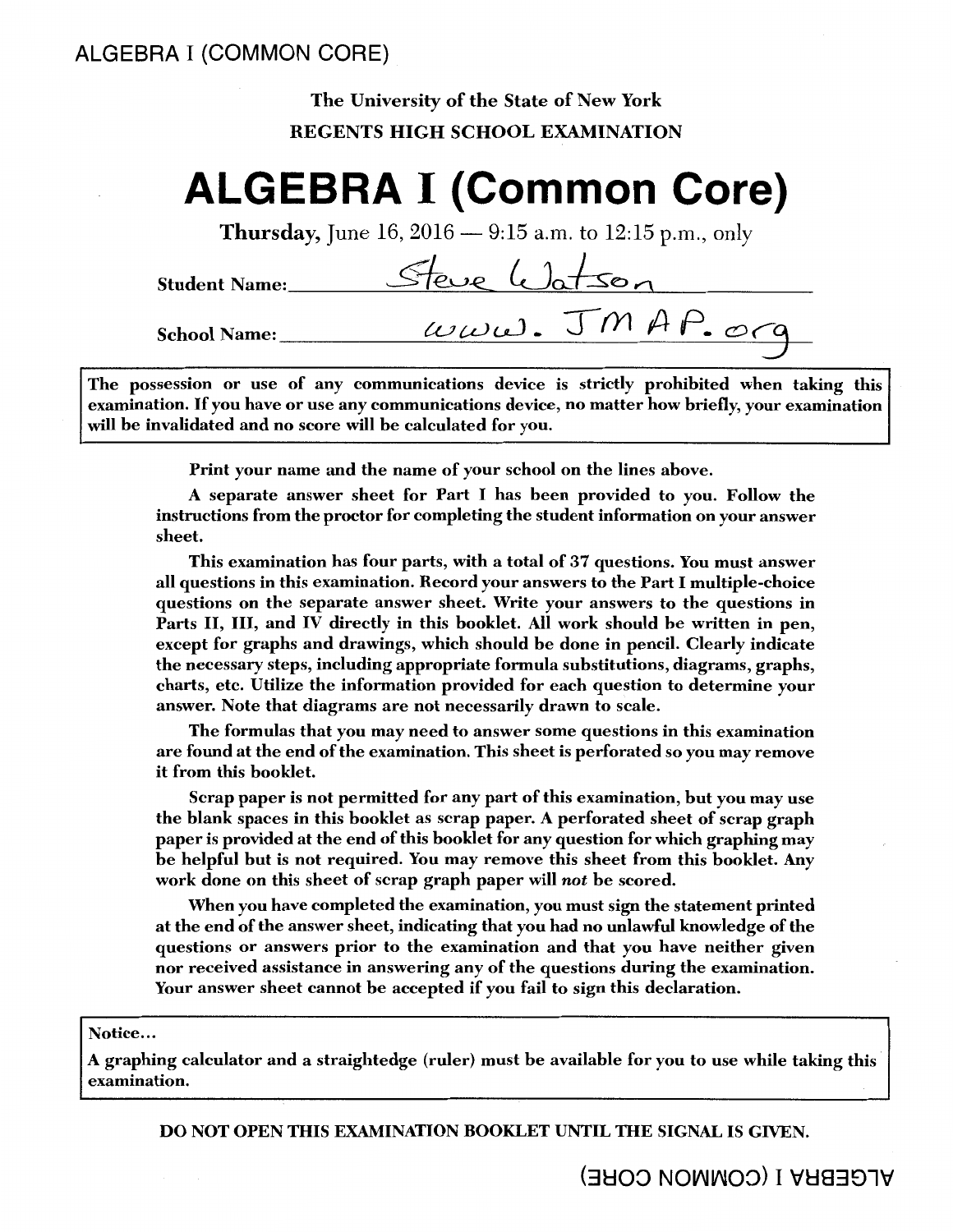ALGEBRA I (COMMON CORE)

The University of the State of New York

REGENTS HIGH SCHOOL EXAMINATION

# ALGEBRA I (Common Core)

**Thursday,** June 16, 2016 — 9:15 a.m. to 12:15 p.m., only

Student Name: Steve Watson

School Name: www.JMAP.org

**The possession or use of any communications device is strictly prohibited when taking this examination. If you have or use any communications device, no matter how briefly, your examination will be invalidated and no score will be calculated for you.**

**Print your name and the name of your school on the lines above.**

**A separate answer sheet for Part I has been provided to you. Follow the instructions from the proctor for completing the student information on your answer sheet.**

**This examination has four parts, with a total of 37 questions. You must answer all questions in this examination. Record your answers to the Part I multiple-choice questions on the separate answer sheet. Write your answers to the questions in Parts II, III, and IV directly in this booklet. All work should be written in pen, except for graphs and drawings, which should be done in pencil. Clearly indicate the necessary steps, including appropriate formula substitutions, diagrams, graphs, charts, etc. Utilize the information provided for each question to determine your answer. Note that diagrams are not necessarily drawn to scale.**

**The formulas that you may need to answer some questions in this examination are found at the end of the examination. This sheet is perforated so you may remove it from this booklet.**

**Scrap paper is not permitted for any part of this examination, but you may use the blank spaces in this booklet as scrap paper. A perforated sheet of scrap graph paper is provided at the end of this booklet for any question for which graphing may be helpful but is not required. You may remove this sheet from this booklet. Any work done on this sheet of scrap graph paper will *not* be scored.**

**When you have completed the examination, you must sign the statement printed at the end of the answer sheet, indicating that you had no unlawful knowledge of the questions or answers prior to the examination and that you have neither given nor received assistance in answering any of the questions during the examination. Your answer sheet cannot be accepted if you fail to sign this declaration.**

**Notice…**

**A graphing calculator and a straightedge (ruler) must be available for you to use while taking this examination.**

**DO NOT OPEN THIS EXAMINATION BOOKLET UNTIL THE SIGNAL IS GIVEN.**

ALGEBRA I (COMMON CORE)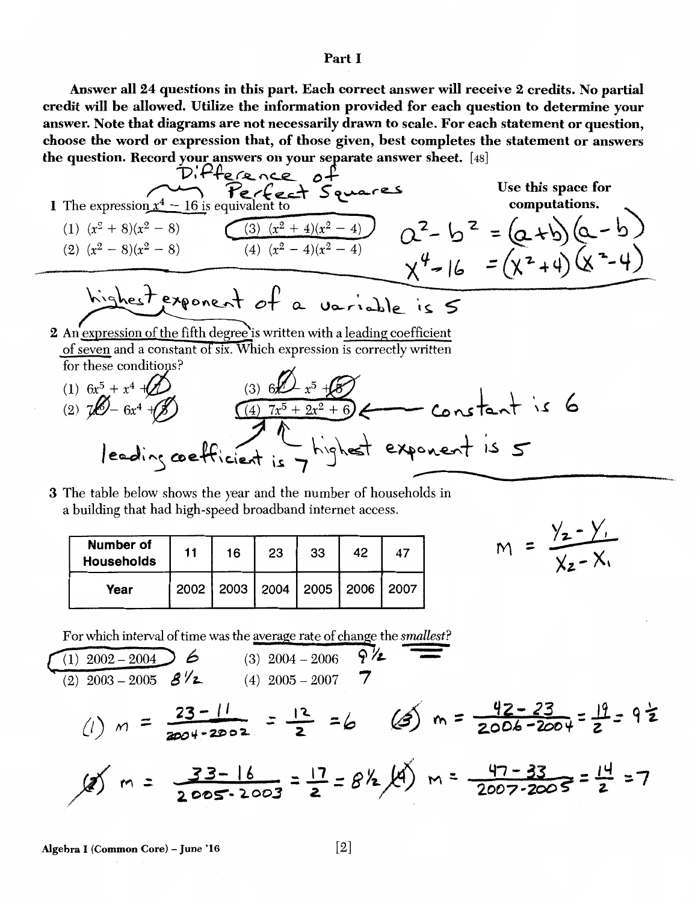## Part I

**Answer all 24 questions in this part. Each correct answer will receive 2 credits. No partial credit will be allowed. Utilize the information provided for each question to determine your answer. Note that diagrams are not necessarily drawn to scale. For each statement or question, choose the word or expression that, of those given, best completes the statement or answers the question. Record your answers on your separate answer sheet.** [48]

**Use this space for computations.**

Difference of Perfect Squares

1 The expression $x^4 - 16$ is equivalent to

(1) $(x^2 + 8)(x^2 - 8)$
(2) $(x^2 - 8)(x^2 - 8)$
(3) $(x^2 + 4)(x^2 - 4)$
(4) $(x^2 - 4)(x^2 - 4)$

$a^2 - b^2 = (a+b)(a-b)$

$x^4 - 16 = (x^2+4)(x^2-4)$

highest exponent of a variable is 5

2 An expression of the fifth degree is written with a leading coefficient of seven and a constant of six. Which expression is correctly written for these conditions?

(1) $6x^5 + x^4 + 7$
(2) $7x^6 - 6x^4 + 5$
(3) $6x^7 - x^5 + 5$
(4) $7x^5 + 2x^2 + 6$ ← constant is 6

leading coefficient is 7, highest exponent is 5

3 The table below shows the year and the number of households in a building that had high-speed broadband internet access.

| Number of Households | 11 | 16 | 23 | 33 | 42 | 47 |
|---|---|---|---|---|---|---|
| Year | 2002 | 2003 | 2004 | 2005 | 2006 | 2007 |

$m = \frac{y_2 - y_1}{x_2 - x_1}$

For which interval of time was the average rate of change the *smallest*?

(1) 2002 – 2004 &nbsp; 6
(2) 2003 – 2005 &nbsp; $8\frac{1}{2}$
(3) 2004 – 2006 &nbsp; $9\frac{1}{2}$
(4) 2005 – 2007 &nbsp; 7

(1) $m = \frac{23-11}{2004-2002} = \frac{12}{2} = 6$

(3) $m = \frac{42-23}{2006-2004} = \frac{19}{2} = 9\frac{1}{2}$

(2) $m = \frac{33-16}{2005-2003} = \frac{17}{2} = 8\frac{1}{2}$

(4) $m = \frac{47-33}{2007-2005} = \frac{14}{2} = 7$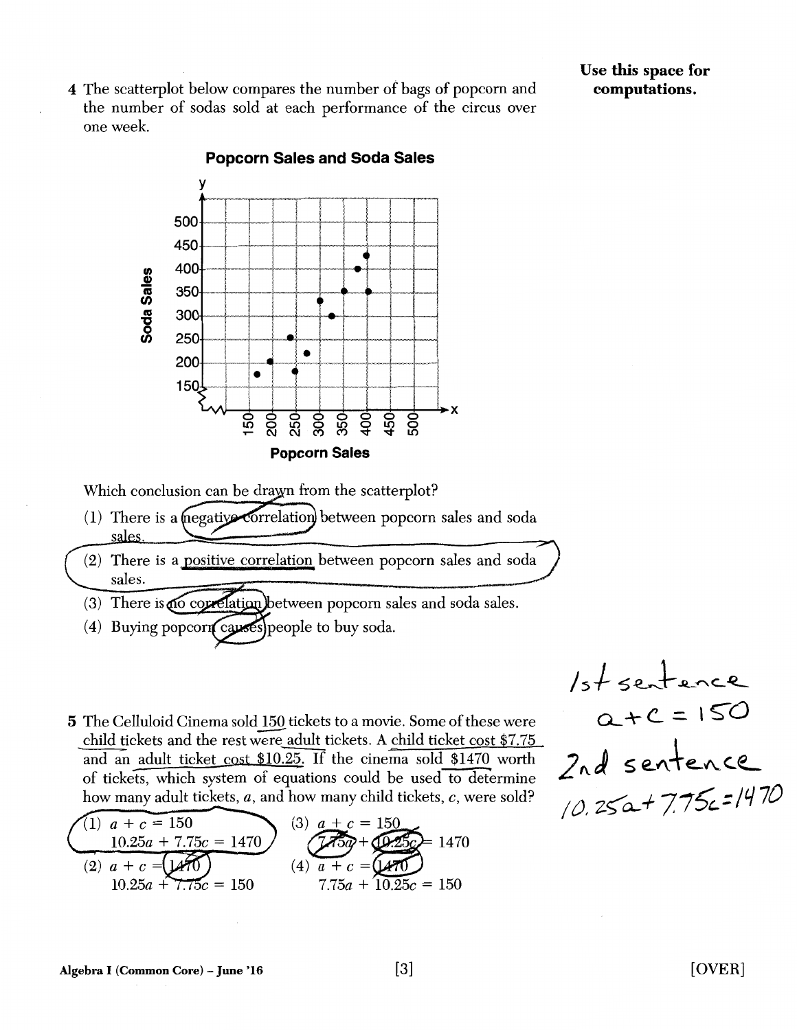**Use this space for computations.**

4 The scatterplot below compares the number of bags of popcorn and the number of sodas sold at each performance of the circus over one week.

**Popcorn Sales and Soda Sales**

Which conclusion can be drawn from the scatterplot?

(1) There is a negative correlation between popcorn sales and soda sales.

(2) There is a positive correlation between popcorn sales and soda sales.

(3) There is no correlation between popcorn sales and soda sales.

(4) Buying popcorn causes people to buy soda.

1st sentence

$a + c = 150$

2nd sentence

$10.25a + 7.75c = 1470$

5 The Celluloid Cinema sold 150 tickets to a movie. Some of these were child tickets and the rest were adult tickets. A child ticket cost \$7.75 and an adult ticket cost \$10.25. If the cinema sold \$1470 worth of tickets, which system of equations could be used to determine how many adult tickets, $a$, and how many child tickets, $c$, were sold?

(1) $a + c = 150$
$10.25a + 7.75c = 1470$

(2) $a + c = 1470$
$10.25a + 7.75c = 150$

(3) $a + c = 150$
$7.75a + 10.25c = 1470$

(4) $a + c = 1470$
$7.75a + 10.25c = 150$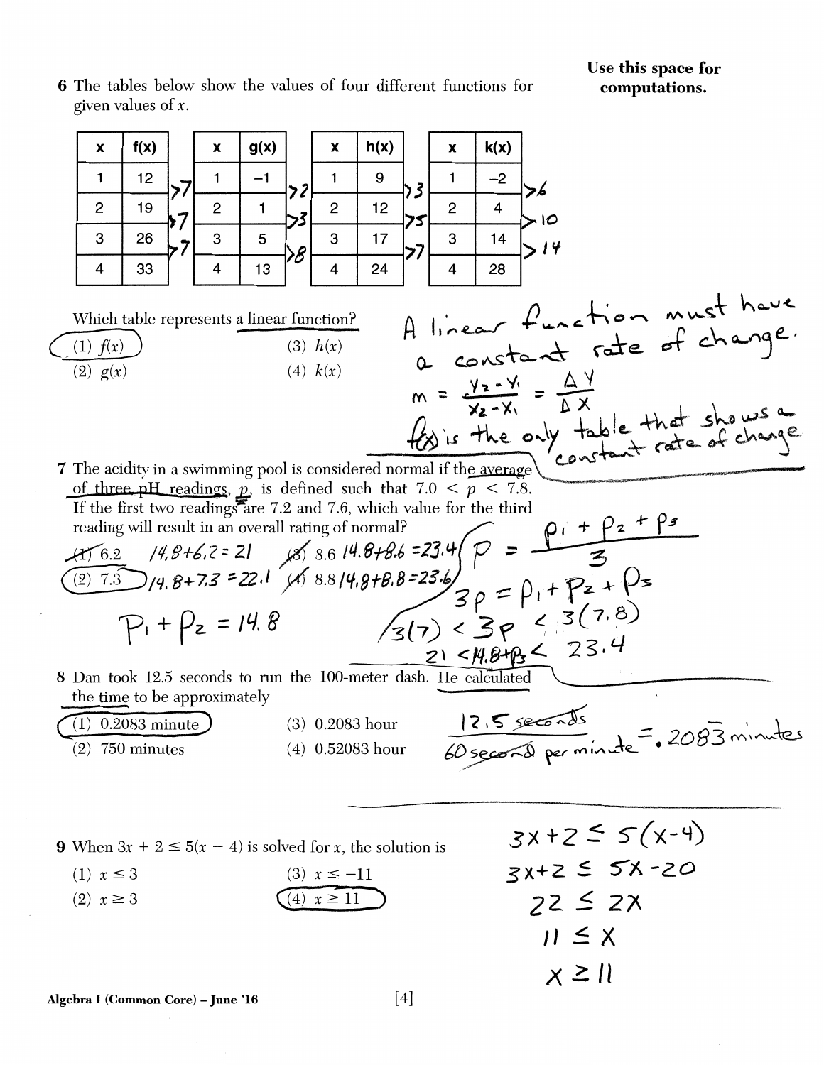**Use this space for computations.**

**6** The tables below show the values of four different functions for given values of $x$.

| x | f(x) |
|---|---|
| 1 | 12 |
| 2 | 19 |
| 3 | 26 |
| 4 | 33 |

| x | g(x) |
|---|---|
| 1 | −1 |
| 2 | 1 |
| 3 | 5 |
| 4 | 13 |

| x | h(x) |
|---|---|
| 1 | 9 |
| 2 | 12 |
| 3 | 17 |
| 4 | 24 |

| x | k(x) |
|---|---|
| 1 | −2 |
| 2 | 4 |
| 3 | 14 |
| 4 | 28 |

(Handwritten differences: f(x): >7, >7, >7; g(x): >2, >3, >8; h(x): >3, >5, >7; k(x): >6, >10, >14)

Which table represents a linear function?

(1) $f(x)$ (circled)  
(2) $g(x)$  
(3) $h(x)$  
(4) $k(x)$

A linear function must have a constant rate of change.

$m = \frac{y_2 - y_1}{x_2 - x_1} = \frac{\Delta y}{\Delta x}$

$f(x)$ is the only table that shows a constant rate of change.

**7** The acidity in a swimming pool is considered normal if the average of three pH readings, $p$, is defined such that $7.0 < p < 7.8$. If the first two readings are 7.2 and 7.6, which value for the third reading will result in an overall rating of normal?

(1) 6.2 — $14.8 + 6.2 = 21$ (crossed out)  
(2) 7.3 — $14.8 + 7.3 = 22.1$ (circled)  
(3) 8.6 — $14.8 + 8.6 = 23.4$ (crossed out)  
(4) 8.8 — $14.8 + 8.8 = 23.6$ (crossed out)

$p = \frac{p_1 + p_2 + p_3}{3}$

$3p = p_1 + p_2 + p_3$

$p_1 + p_2 = 14.8$

$3(7) < 3p < 3(7.8)$

$21 < 14.8 + p_3 < 23.4$

**8** Dan took 12.5 seconds to run the 100-meter dash. He calculated the time to be approximately

(1) 0.2083 minute (circled)  
(2) 750 minutes  
(3) 0.2083 hour  
(4) 0.52083 hour

$\frac{12.5 \text{ seconds}}{60 \text{ seconds per minute}} = .208\overline{3} \text{ minutes}$

**9** When $3x + 2 \leq 5(x - 4)$ is solved for $x$, the solution is

(1) $x \leq 3$  
(2) $x \geq 3$  
(3) $x \leq -11$  
(4) $x \geq 11$ (circled)

$3x + 2 \leq 5(x - 4)$

$3x + 2 \leq 5x - 20$

$22 \leq 2x$

$11 \leq x$

$x \geq 11$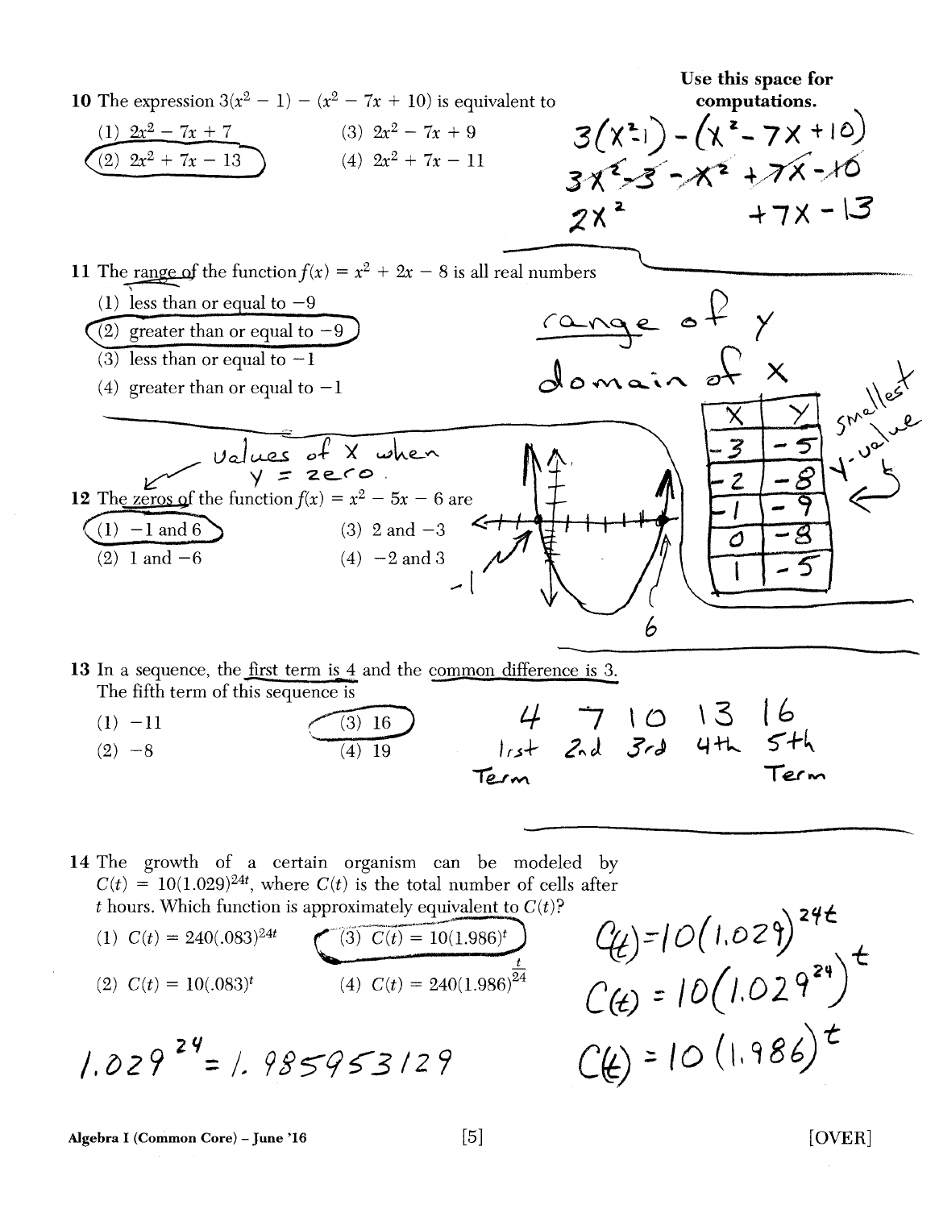Use this space for computations.

**10** The expression $3(x^2 - 1) - (x^2 - 7x + 10)$ is equivalent to

(1) $2x^2 - 7x + 7$ (3) $2x^2 - 7x + 9$

(2) $2x^2 + 7x - 13$ (4) $2x^2 + 7x - 11$

$3(x^2-1) - (x^2 - 7x + 10)$

$3x^2 - 3 - x^2 + 7x - 10$

$2x^2 + 7x - 13$

---

**11** The range of the function $f(x) = x^2 + 2x - 8$ is all real numbers

(1) less than or equal to $-9$

(2) greater than or equal to $-9$

(3) less than or equal to $-1$

(4) greater than or equal to $-1$

range of $y$

domain of $x$

| X | Y |
|---|---|
| -3 | -5 |
| -2 | -8 |
| -1 | -9 |
| 0 | -8 |
| 1 | -5 |

smallest y-value

---

**12** The zeros of the function $f(x) = x^2 - 5x - 6$ are

values of x when y = zero.

(1) $-1$ and $6$ (3) $2$ and $-3$

(2) $1$ and $-6$ (4) $-2$ and $3$

-1 6

---

**13** In a sequence, the first term is 4 and the common difference is 3. The fifth term of this sequence is

(1) $-11$ (3) $16$

(2) $-8$ (4) $19$

| 4 | 7 | 10 | 13 | 16 |
|---|---|---|---|---|
| 1st Term | 2nd | 3rd | 4th | 5th Term |

---

**14** The growth of a certain organism can be modeled by $C(t) = 10(1.029)^{24t}$, where $C(t)$ is the total number of cells after $t$ hours. Which function is approximately equivalent to $C(t)$?

(1) $C(t) = 240(.083)^{24t}$ (3) $C(t) = 10(1.986)^t$

(2) $C(t) = 10(.083)^t$ (4) $C(t) = 240(1.986)^{\frac{t}{24}}$

$C(t) = 10(1.029)^{24t}$

$C(t) = 10(1.029^{24})^t$

$C(t) = 10(1.986)^t$

$1.029^{24} = 1.985953129$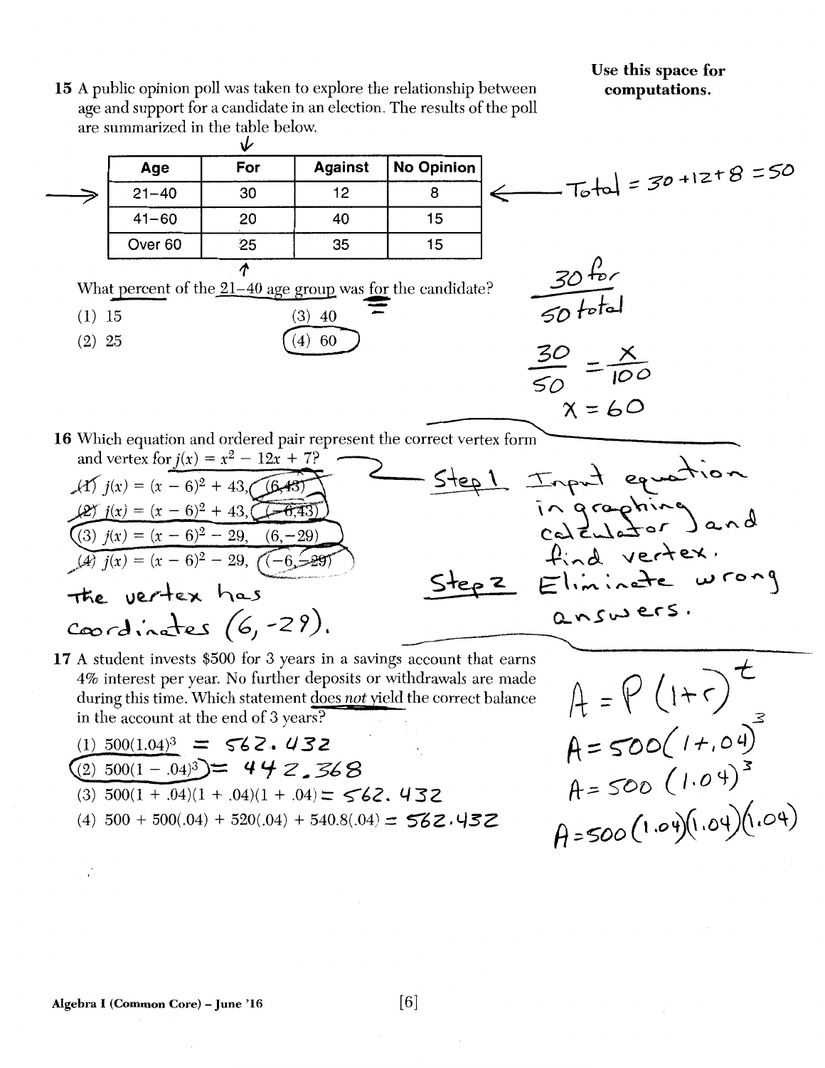15 A public opinion poll was taken to explore the relationship between age and support for a candidate in an election. The results of the poll are summarized in the table below.

| Age | For | Against | No Opinion |
|---|---|---|---|
| 21–40 | 30 | 12 | 8 |
| 41–60 | 20 | 40 | 15 |
| Over 60 | 25 | 35 | 15 |

Total = 30 + 12 + 8 = 50

What percent of the 21–40 age group was for the candidate?

(1) 15

(2) 25

(3) 40

(4) 60

$\frac{30 \text{ for}}{50 \text{ total}}$

$\frac{30}{50} = \frac{x}{100}$

$x = 60$

16 Which equation and ordered pair represent the correct vertex form and vertex for $j(x) = x^2 - 12x + 7$?

(1) $j(x) = (x - 6)^2 + 43$, $(6,43)$

(2) $j(x) = (x - 6)^2 + 43$, $(-6,43)$

(3) $j(x) = (x - 6)^2 - 29$, $(6,-29)$

(4) $j(x) = (x - 6)^2 - 29$, $(-6,-29)$

The vertex has coordinates $(6, -29)$.

Step 1 Input equation in graphing calculator and find vertex.

Step 2 Eliminate wrong answers.

17 A student invests \$500 for 3 years in a savings account that earns 4% interest per year. No further deposits or withdrawals are made during this time. Which statement *does not* yield the correct balance in the account at the end of 3 years?

(1) $500(1.04)^3$ = 562.432

(2) $500(1 - .04)^3$ = 442.368

(3) $500(1 + .04)(1 + .04)(1 + .04)$ = 562.432

(4) $500 + 500(.04) + 520(.04) + 540.8(.04)$ = 562.432

$A = P(1+r)^t$

$A = 500(1+.04)^3$

$A = 500(1.04)^3$

$A = 500(1.04)(1.04)(1.04)$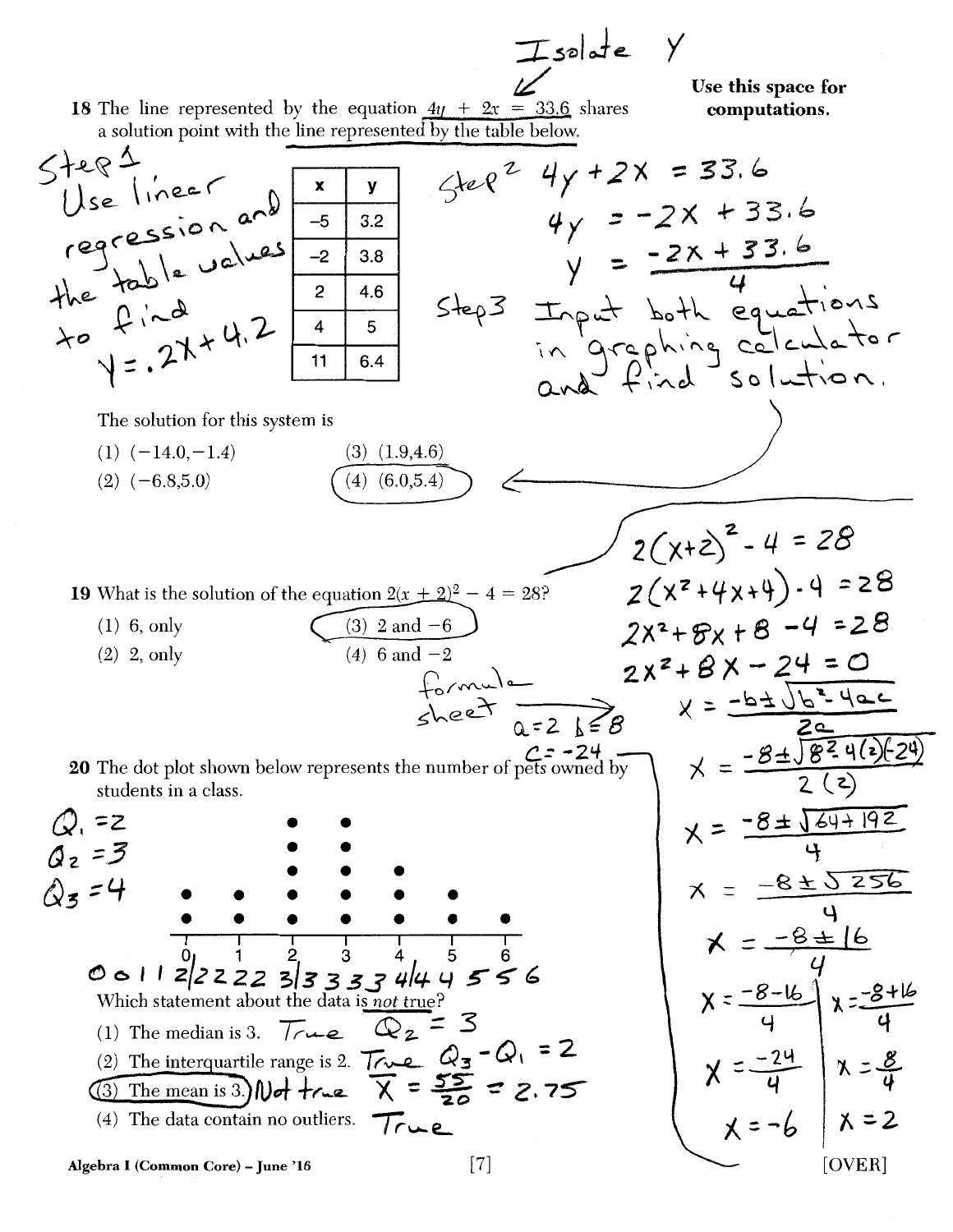Isolate y

**Use this space for computations.**

**18** The line represented by the equation $4y + 2x = 33.6$ shares a solution point with the line represented by the table below.

Step 1
Use linear regression and the table values to find
$y = .2x + 4.2$

| x | y |
|---|---|
| −5 | 3.2 |
| −2 | 3.8 |
| 2 | 4.6 |
| 4 | 5 |
| 11 | 6.4 |

Step 2
$4y + 2x = 33.6$
$4y = -2x + 33.6$
$y = \frac{-2x + 33.6}{4}$

Step 3 Input both equations in graphing calculator and find solution.

The solution for this system is

(1) (−14.0,−1.4)
(2) (−6.8,5.0)
(3) (1.9,4.6)
(4) (6.0,5.4) ← (circled)

**19** What is the solution of the equation $2(x + 2)^2 - 4 = 28$?

(1) 6, only
(2) 2, only
(3) 2 and −6 (circled)
(4) 6 and −2

formula sheet → $a = 2$, $b = 8$, $c = -24$

$2(x+2)^2 - 4 = 28$
$2(x^2+4x+4) - 4 = 28$
$2x^2 + 8x + 8 - 4 = 28$
$2x^2 + 8x - 24 = 0$
$x = \frac{-b \pm \sqrt{b^2 - 4ac}}{2a}$
$x = \frac{-8 \pm \sqrt{8^2 - 4(2)(-24)}}{2(2)}$
$x = \frac{-8 \pm \sqrt{64 + 192}}{4}$
$x = \frac{-8 \pm \sqrt{256}}{4}$
$x = \frac{-8 \pm 16}{4}$
$x = \frac{-8-16}{4}$ | $x = \frac{-8+16}{4}$
$x = \frac{-24}{4}$ | $x = \frac{8}{4}$
$x = -6$ | $x = 2$

**20** The dot plot shown below represents the number of pets owned by students in a class.

$Q_1 = 2$
$Q_2 = 3$
$Q_3 = 4$

| Number of pets | 0 | 1 | 2 | 3 | 4 | 5 | 6 |
|---|---|---|---|---|---|---|---|
| Dots | 2 | 2 | 5 | 5 | 3 | 2 | 1 |

0 0 1 1 2 | 2 2 2 2 3 | 3 3 3 3 4 | 4 4 5 5 6

Which statement about the data is *not* true?

(1) The median is 3. True $Q_2 = 3$
(2) The interquartile range is 2. True $Q_3 - Q_1 = 2$
(3) The mean is 3. (circled) Not true $\bar{x} = \frac{55}{20} = 2.75$
(4) The data contain no outliers. True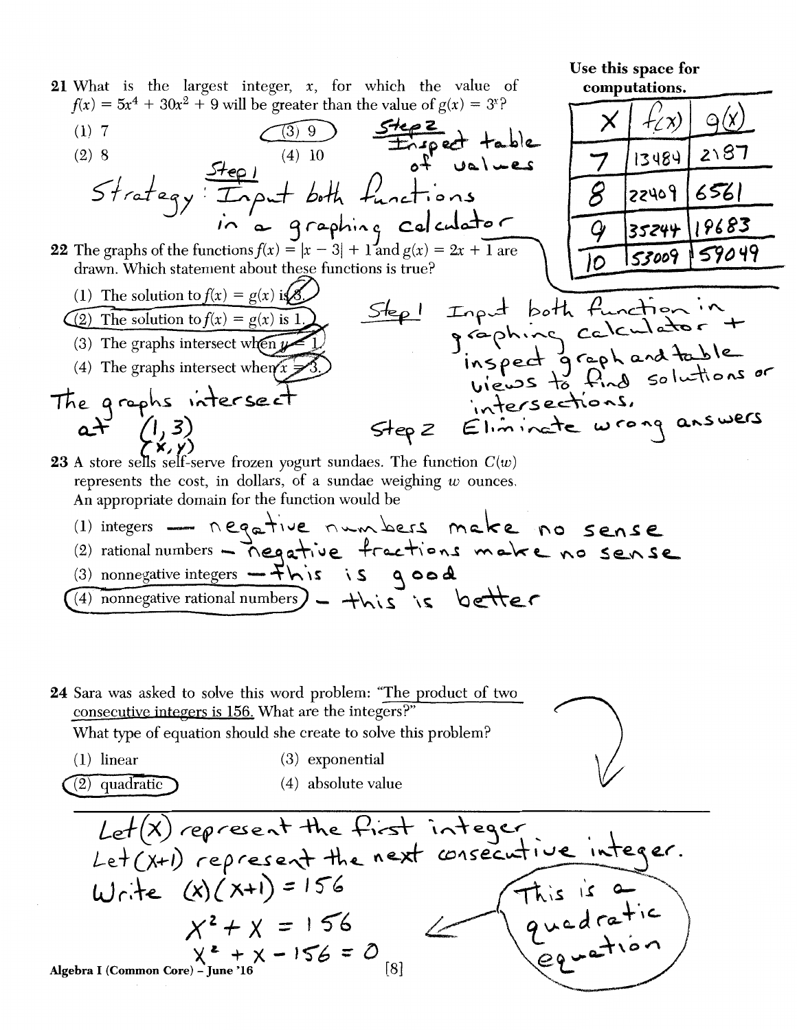Use this space for computations.

21 What is the largest integer, $x$, for which the value of $f(x) = 5x^4 + 30x^2 + 9$ will be greater than the value of $g(x) = 3^x$?

(1) 7
(2) 8
(3) 9 ← circled
(4) 10

Step 2: Inspect table of values

Step 1: Strategy: Input both functions in a graphing calculator

| x | f(x) | g(x) |
|---|---|---|
| 7 | 13484 | 2187 |
| 8 | 22409 | 6561 |
| 9 | 35244 | 19683 |
| 10 | 53009 | 59049 |

22 The graphs of the functions $f(x) = |x - 3| + 1$ and $g(x) = 2x + 1$ are drawn. Which statement about these functions is true?

(1) The solution to $f(x) = g(x)$ is 3. (crossed out)
(2) The solution to $f(x) = g(x)$ is 1. ← circled
(3) The graphs intersect when $y = 1$. (crossed out)
(4) The graphs intersect when $x = 3$. (crossed out)

The graphs intersect at $(1, 3)$
$(x, y)$

Step 1: Input both function in graphing calculator + inspect graph and table views to find solutions or intersections.

Step 2: Eliminate wrong answers

23 A store sells self-serve frozen yogurt sundaes. The function $C(w)$ represents the cost, in dollars, of a sundae weighing $w$ ounces. An appropriate domain for the function would be

(1) integers — negative numbers make no sense
(2) rational numbers — negative fractions make no sense
(3) nonnegative integers — this is good
(4) nonnegative rational numbers ← circled — this is better

24 Sara was asked to solve this word problem: "The product of two consecutive integers is 156. What are the integers?"
What type of equation should she create to solve this problem?

(1) linear
(2) quadratic ← circled
(3) exponential
(4) absolute value

Let $(x)$ represent the first integer
Let $(x+1)$ represent the next consecutive integer.
Write $(x)(x+1) = 156$

$x^2 + x = 156$

$x^2 + x - 156 = 0$ ← This is a quadratic equation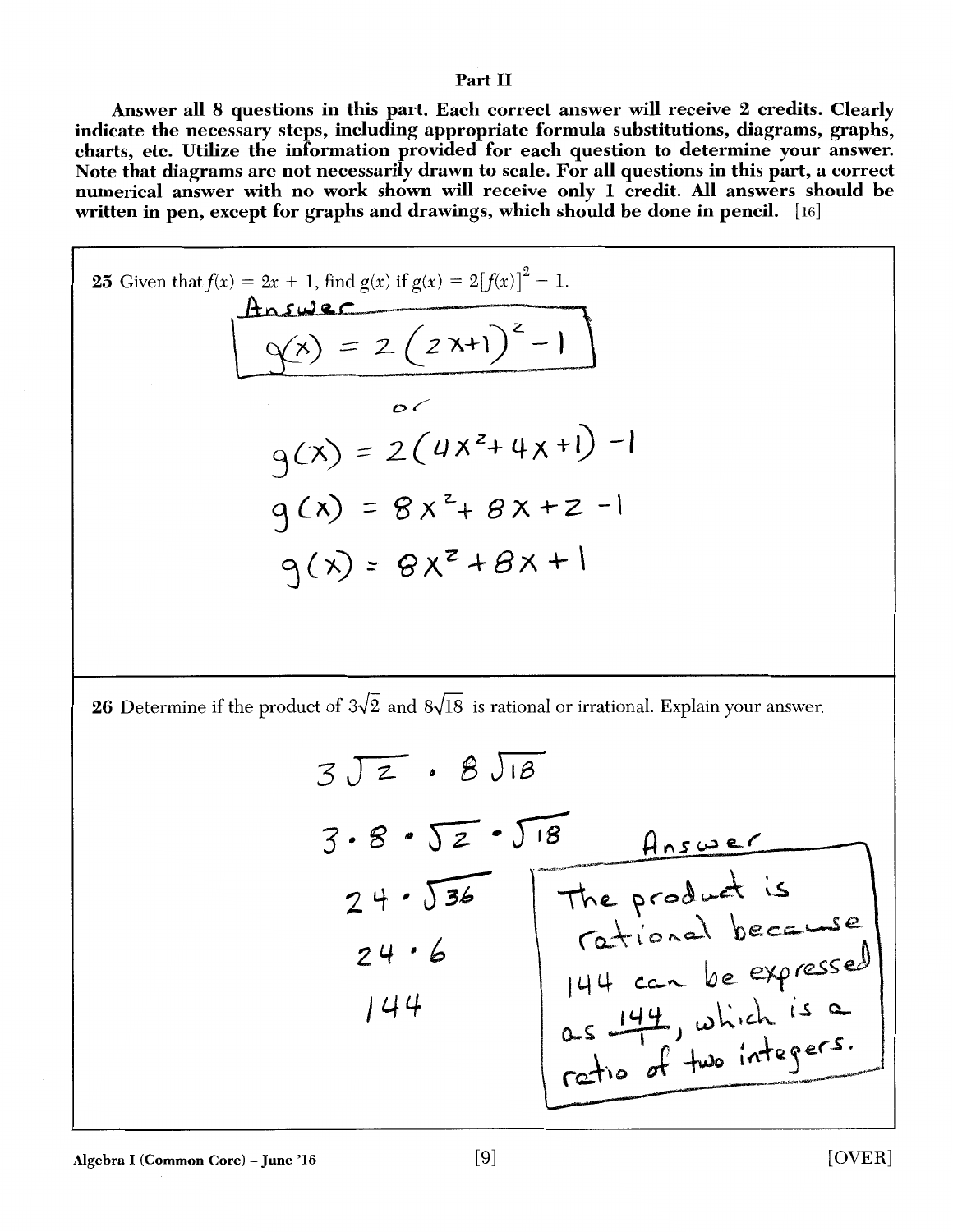## Part II

**Answer all 8 questions in this part. Each correct answer will receive 2 credits. Clearly indicate the necessary steps, including appropriate formula substitutions, diagrams, graphs, charts, etc. Utilize the information provided for each question to determine your answer. Note that diagrams are not necessarily drawn to scale. For all questions in this part, a correct numerical answer with no work shown will receive only 1 credit. All answers should be written in pen, except for graphs and drawings, which should be done in pencil.** [16]

**25** Given that $f(x) = 2x + 1$, find $g(x)$ if $g(x) = 2[f(x)]^2 - 1$.

Answer

$$g(x) = 2(2x+1)^2 - 1$$

or

$$g(x) = 2(4x^2+4x+1) - 1$$

$$g(x) = 8x^2 + 8x + 2 - 1$$

$$g(x) = 8x^2 + 8x + 1$$

**26** Determine if the product of $3\sqrt{2}$ and $8\sqrt{18}$ is rational or irrational. Explain your answer.

$$3\sqrt{2} \cdot 8\sqrt{18}$$

$$3 \cdot 8 \cdot \sqrt{2} \cdot \sqrt{18}$$

$$24 \cdot \sqrt{36}$$

$$24 \cdot 6$$

$$144$$

Answer

The product is rational because 144 can be expressed as $\frac{144}{1}$, which is a ratio of two integers.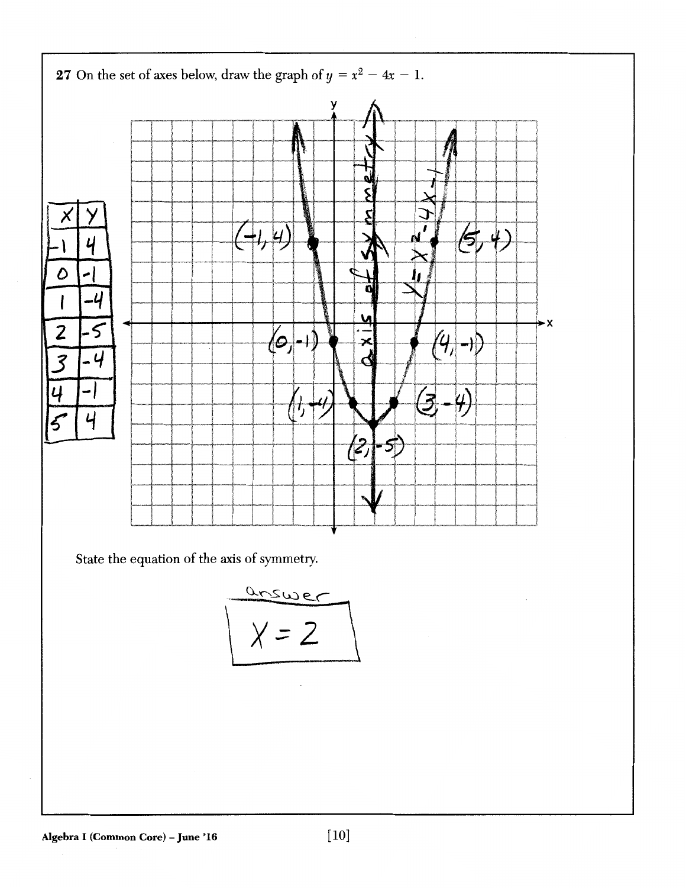**27** On the set of axes below, draw the graph of $y = x^2 - 4x - 1$.

| x | y |
|---|---|
| -1 | 4 |
| 0 | -1 |
| 1 | -4 |
| 2 | -5 |
| 3 | -4 |
| 4 | -1 |
| 5 | 4 |

State the equation of the axis of symmetry.

answer

$x = 2$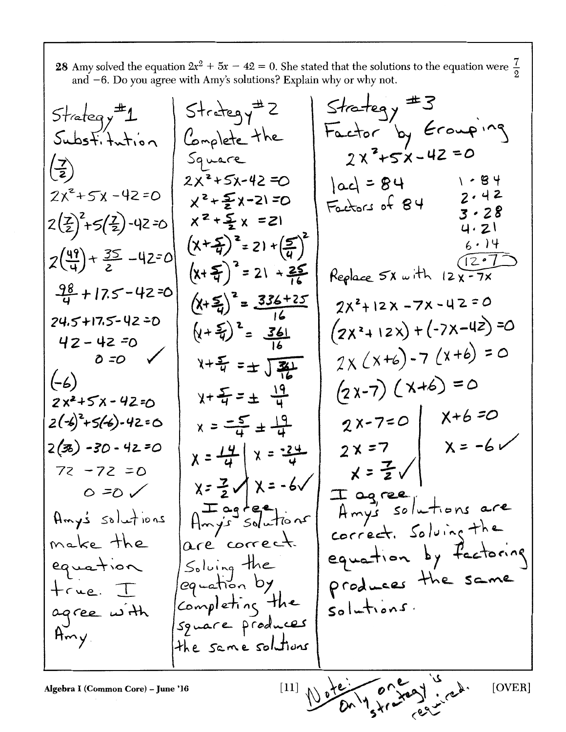**28** Amy solved the equation $2x^2 + 5x - 42 = 0$. She stated that the solutions to the equation were $\frac{7}{2}$ and $-6$. Do you agree with Amy's solutions? Explain why or why not.

**Strategy #1**
**Substitution**

$\left(\frac{7}{2}\right)$

$2x^2+5x-42=0$

$2\left(\frac{7}{2}\right)^2+5\left(\frac{7}{2}\right)-42=0$

$2\left(\frac{49}{4}\right)+\frac{35}{2}-42=0$

$\frac{98}{4}+17.5-42=0$

$24.5+17.5-42=0$

$42-42=0$

$0=0$ ✓

$(-6)$

$2x^2+5x-42=0$

$2(-6)^2+5(-6)-42=0$

$2(36)-30-42=0$

$72-72=0$

$0=0$ ✓

Amy's solutions make the equation true. I agree with Amy.

**Strategy #2**
**Complete the Square**

$2x^2+5x-42=0$

$x^2+\frac{5}{2}x-21=0$

$x^2+\frac{5}{2}x=21$

$\left(x+\frac{5}{4}\right)^2=21+\left(\frac{5}{4}\right)^2$

$\left(x+\frac{5}{4}\right)^2=21+\frac{25}{16}$

$\left(x+\frac{5}{4}\right)^2=\frac{336+25}{16}$

$\left(x+\frac{5}{4}\right)^2=\frac{361}{16}$

$x+\frac{5}{4}=\pm\sqrt{\frac{361}{16}}$

$x+\frac{5}{4}=\pm\frac{19}{4}$

$x=\frac{-5}{4}\pm\frac{19}{4}$

$x=\frac{14}{4}$ | $x=\frac{-24}{4}$

$x=\frac{7}{2}$ ✓ | $x=-6$ ✓

I agree. Amy's solutions are correct. Solving the equation by completing the square produces the same solutions

**Strategy #3**
**Factor by Grouping**

$2x^2+5x-42=0$

$|ac|=84$

Factors of 84

$1\cdot 84$
$2\cdot 42$
$3\cdot 28$
$4\cdot 21$
$6\cdot 14$
$12\cdot 7$ (circled)

Replace $5x$ with $12x-7x$

$2x^2+12x-7x-42=0$

$(2x^2+12x)+(-7x-42)=0$

$2x(x+6)-7(x+6)=0$

$(2x-7)(x+6)=0$

$2x-7=0$ | $x+6=0$

$2x=7$ | $x=-6$ ✓

$x=\frac{7}{2}$ ✓

I agree. Amy's solutions are correct. Solving the equation by factoring produces the same solutions.

Note: Only one strategy is required.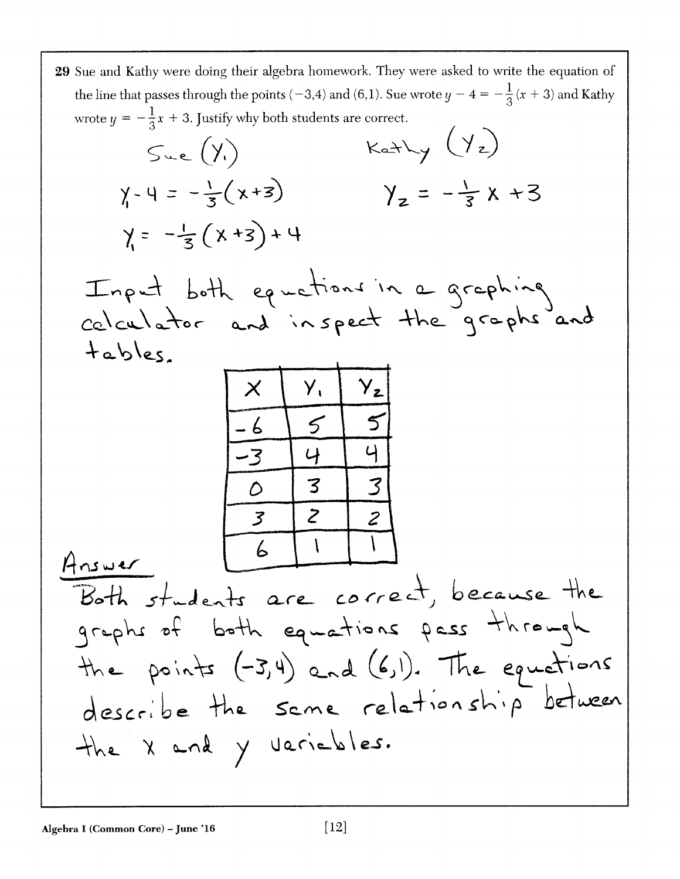29 Sue and Kathy were doing their algebra homework. They were asked to write the equation of the line that passes through the points $(-3,4)$ and $(6,1)$. Sue wrote $y - 4 = -\frac{1}{3}(x + 3)$ and Kathy wrote $y = -\frac{1}{3}x + 3$. Justify why both students are correct.

Sue $(Y_1)$

$$Y_1 - 4 = -\frac{1}{3}(x+3)$$

$$Y_1 = -\frac{1}{3}(x+3) + 4$$

Kathy $(Y_2)$

$$Y_2 = -\frac{1}{3}x + 3$$

Input both equations in a graphing calculator and inspect the graphs and tables.

| X | $Y_1$ | $Y_2$ |
|---|---|---|
| -6 | 5 | 5 |
| -3 | 4 | 4 |
| 0 | 3 | 3 |
| 3 | 2 | 2 |
| 6 | 1 | 1 |

Answer

Both students are correct, because the graphs of both equations pass through the points $(-3,4)$ and $(6,1)$. The equations describe the same relationship between the x and y variables.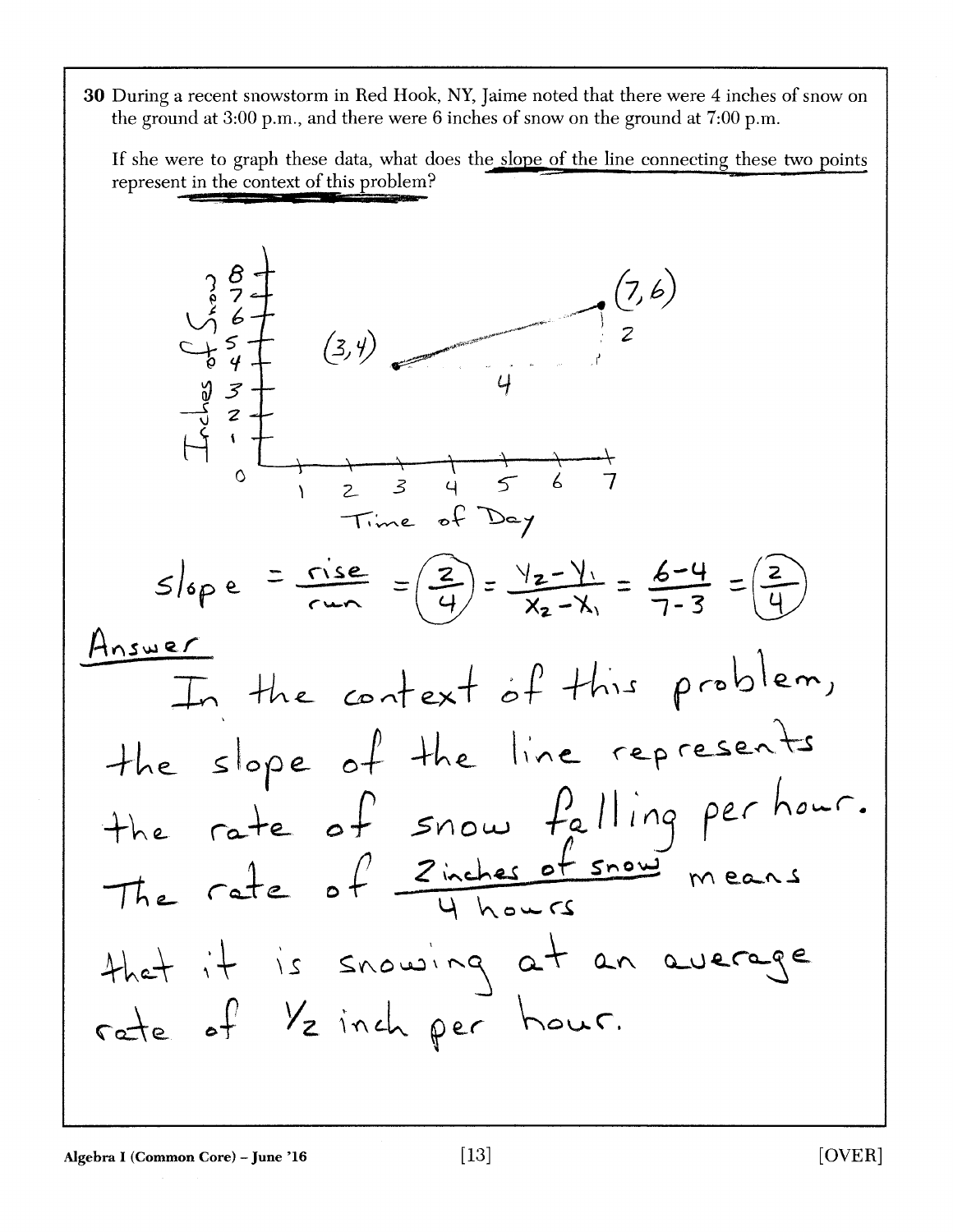30 During a recent snowstorm in Red Hook, NY, Jaime noted that there were 4 inches of snow on the ground at 3:00 p.m., and there were 6 inches of snow on the ground at 7:00 p.m.

If she were to graph these data, what does the slope of the line connecting these two points represent in the context of this problem?

Inches of Snow

(3,4) (7,6)

2

4

Time of Day

$$\text{slope} = \frac{\text{rise}}{\text{run}} = \frac{2}{4} = \frac{y_2 - y_1}{x_2 - x_1} = \frac{6-4}{7-3} = \frac{2}{4}$$

Answer

In the context of this problem, the slope of the line represents the rate of snow falling per hour. The rate of $\frac{\text{2 inches of snow}}{\text{4 hours}}$ means that it is snowing at an average rate of 1/2 inch per hour.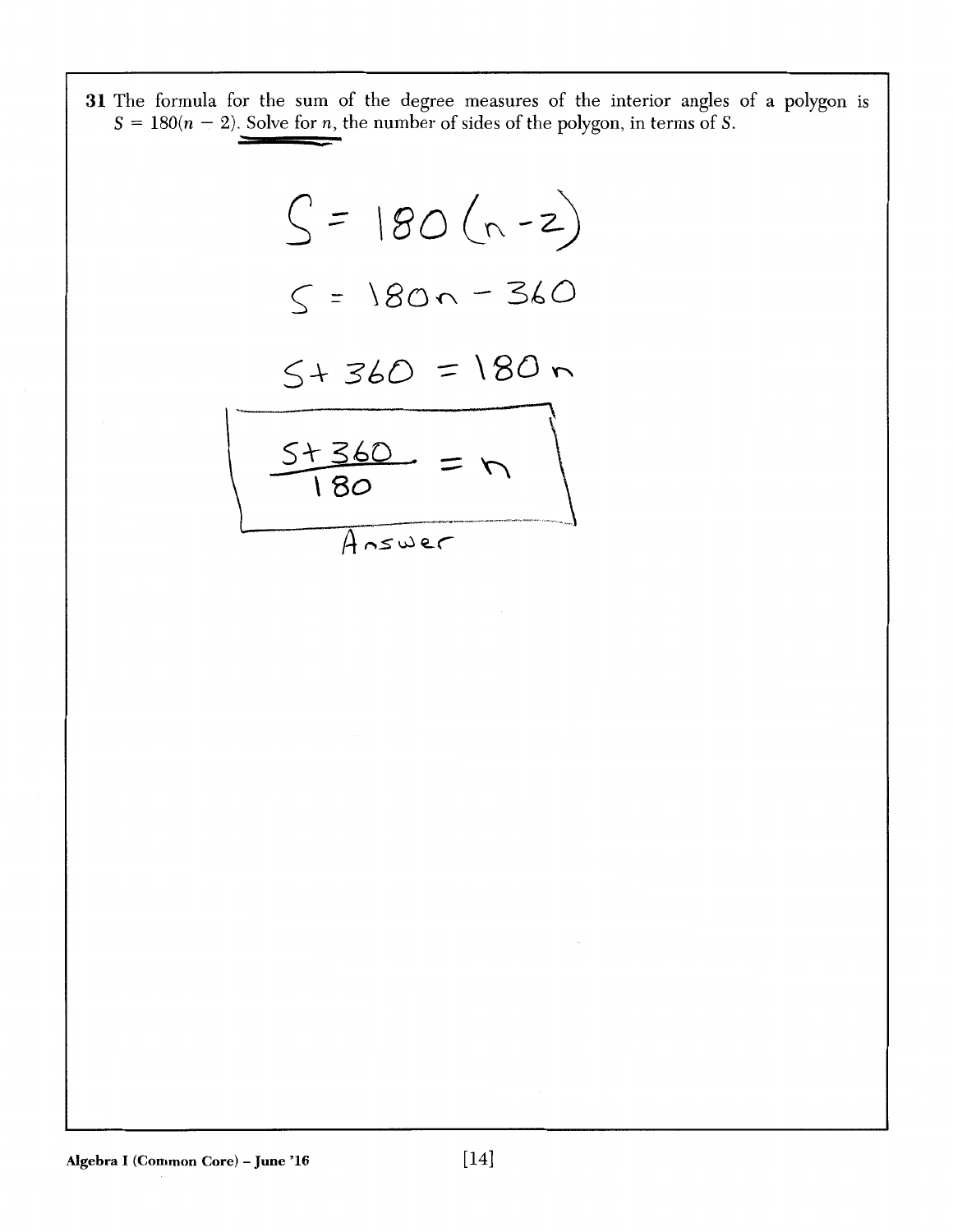**31** The formula for the sum of the degree measures of the interior angles of a polygon is $S = 180(n - 2)$. Solve for $n$, the number of sides of the polygon, in terms of $S$.

$$S = 180(n-2)$$

$$S = 180n - 360$$

$$S + 360 = 180n$$

$$\frac{S+360}{180} = n$$

Answer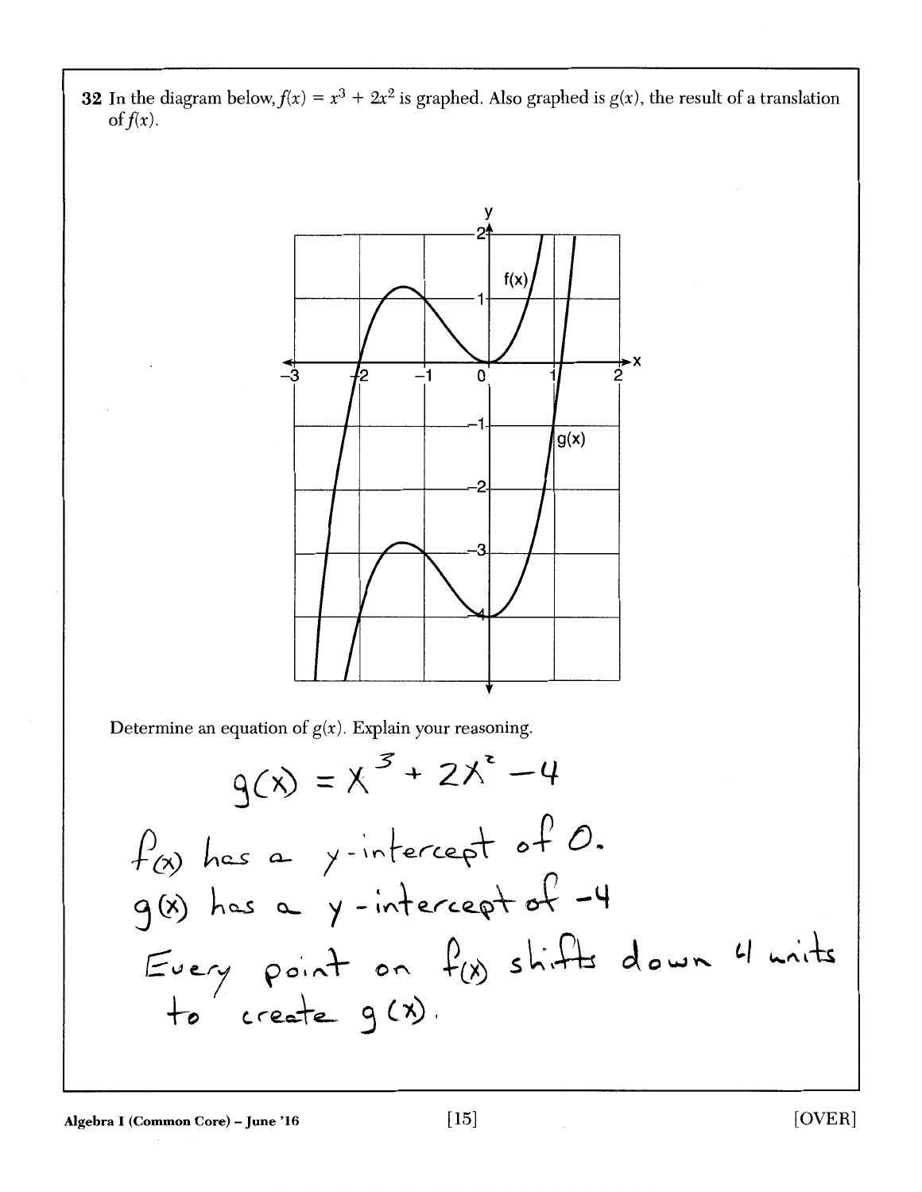**32** In the diagram below, $f(x) = x^3 + 2x^2$ is graphed. Also graphed is $g(x)$, the result of a translation of $f(x)$.

Determine an equation of $g(x)$. Explain your reasoning.

$g(x) = x^3 + 2x^2 - 4$

$f(x)$ has a y-intercept of 0.

$g(x)$ has a y-intercept of $-4$

Every point on $f(x)$ shifts down 4 units to create $g(x)$.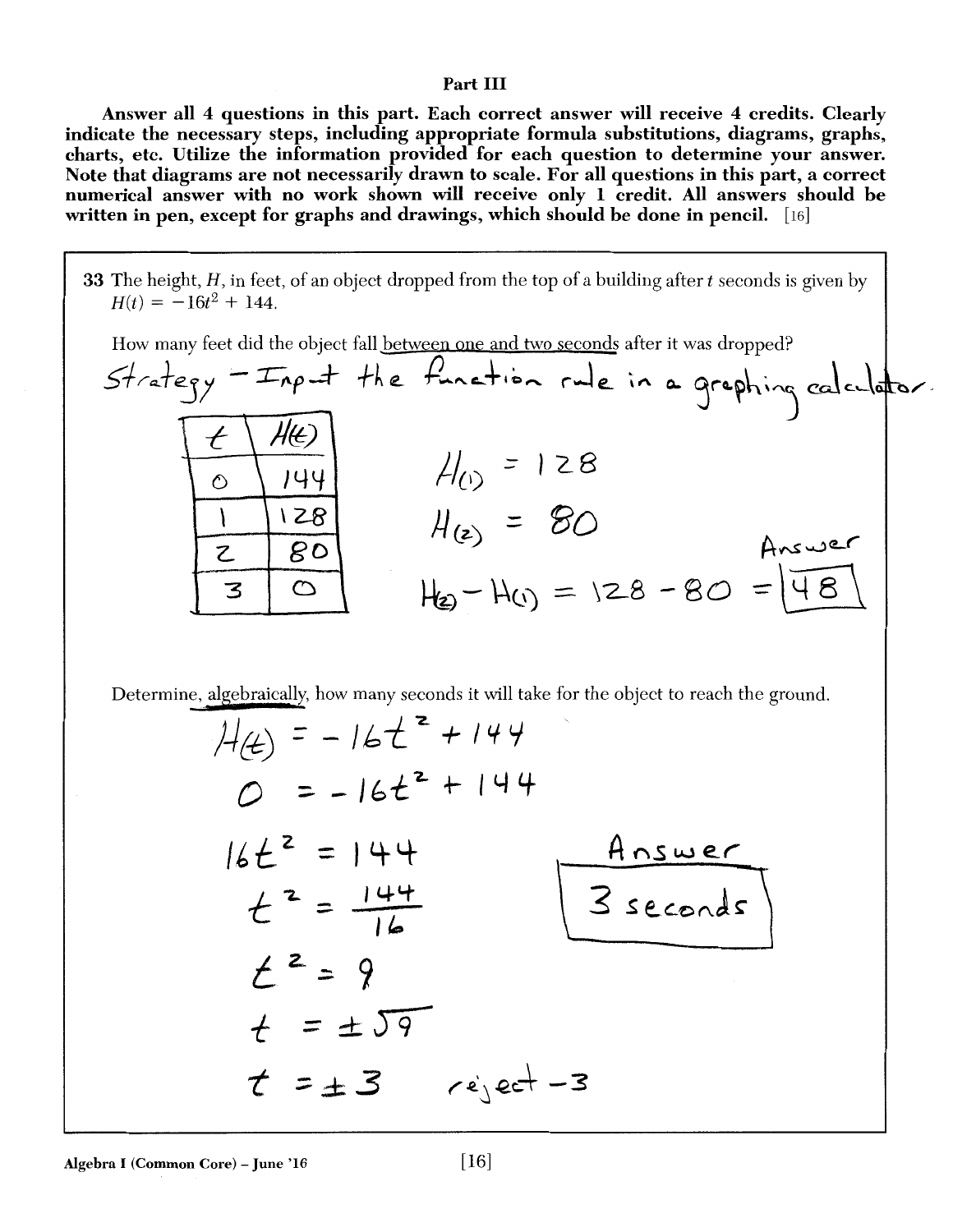## Part III

**Answer all 4 questions in this part. Each correct answer will receive 4 credits. Clearly indicate the necessary steps, including appropriate formula substitutions, diagrams, graphs, charts, etc. Utilize the information provided for each question to determine your answer. Note that diagrams are not necessarily drawn to scale. For all questions in this part, a correct numerical answer with no work shown will receive only 1 credit. All answers should be written in pen, except for graphs and drawings, which should be done in pencil.** [16]

**33** The height, $H$, in feet, of an object dropped from the top of a building after $t$ seconds is given by $H(t) = -16t^2 + 144$.

How many feet did the object fall between one and two seconds after it was dropped?

Strategy – Input the function rule in a graphing calculator.

| $t$ | $H(t)$ |
|---|---|
| 0 | 144 |
| 1 | 128 |
| 2 | 80 |
| 3 | 0 |

$H(1) = 128$

$H(2) = 80$

$H(2) - H(1) = 128 - 80 = 48$

Answer: **48**

Determine, algebraically, how many seconds it will take for the object to reach the ground.

$H(t) = -16t^2 + 144$

$0 = -16t^2 + 144$

$16t^2 = 144$

$t^2 = \frac{144}{16}$

$t^2 = 9$

$t = \pm\sqrt{9}$

$t = \pm 3$ reject $-3$

Answer: **3 seconds**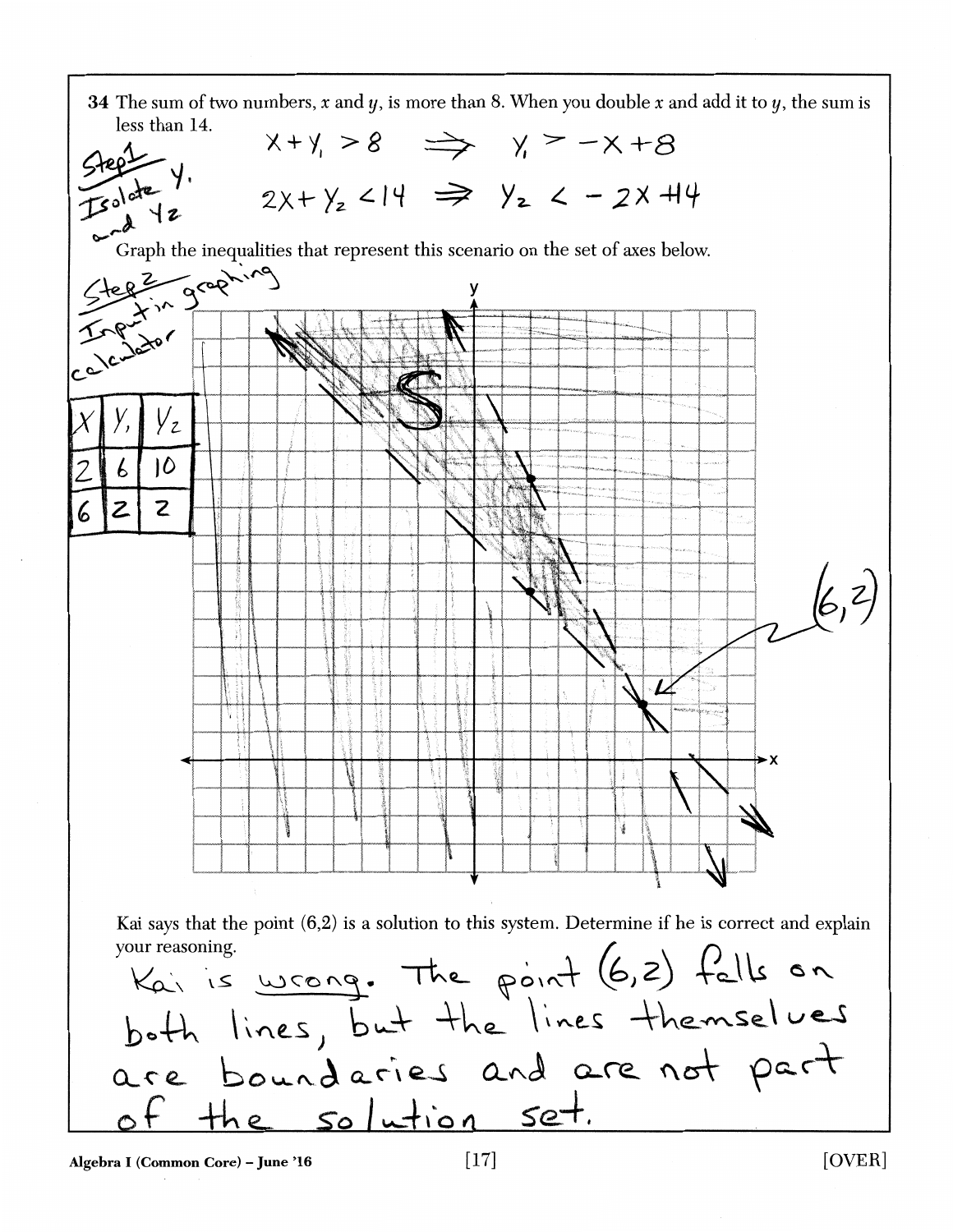**34** The sum of two numbers, $x$ and $y$, is more than 8. When you double $x$ and add it to $y$, the sum is less than 14.

Step 1 Isolate $y_1$ and $y_2$

$$x + y_1 > 8 \Rightarrow y_1 > -x + 8$$

$$2x + y_2 < 14 \Rightarrow y_2 < -2x + 14$$

Graph the inequalities that represent this scenario on the set of axes below.

Step 2 Input in graphing calculator

| $x$ | $y_1$ | $y_2$ |
| --- | --- | --- |
| 2 | 6 | 10 |
| 6 | 2 | 2 |

S

(6,2)

Kai says that the point (6,2) is a solution to this system. Determine if he is correct and explain your reasoning.

Kai is wrong. The point (6,2) falls on both lines, but the lines themselves are boundaries and are not part of the solution set.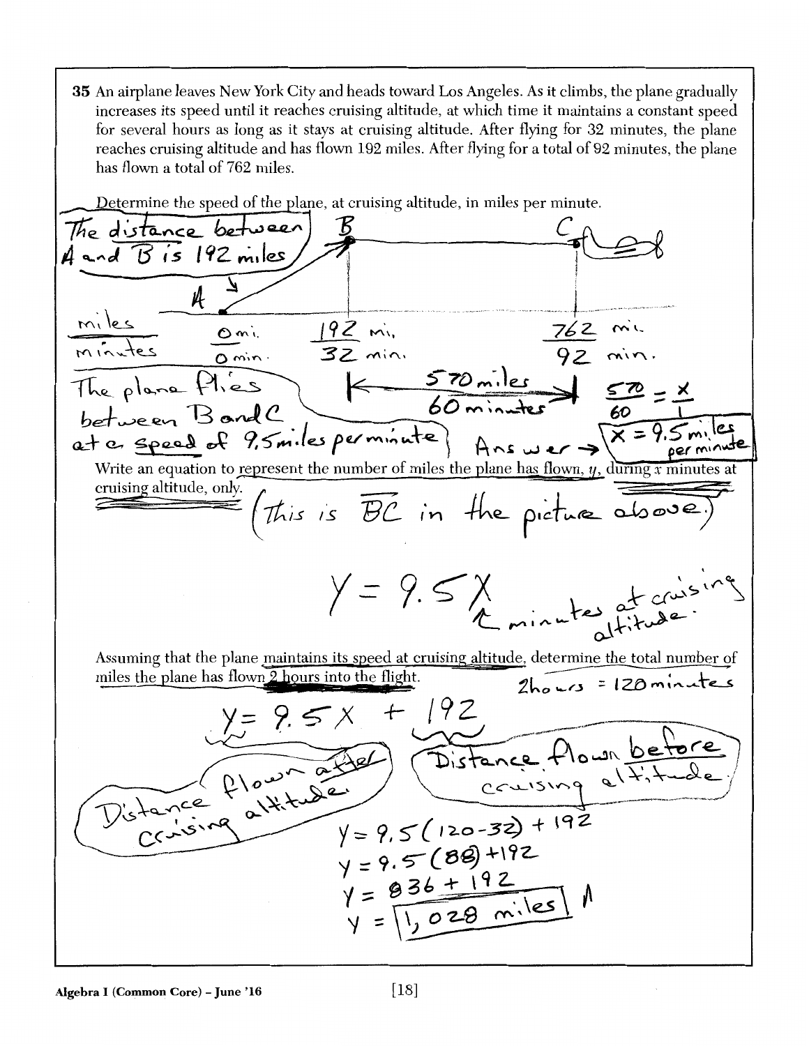**35** An airplane leaves New York City and heads toward Los Angeles. As it climbs, the plane gradually increases its speed until it reaches cruising altitude, at which time it maintains a constant speed for several hours as long as it stays at cruising altitude. After flying for 32 minutes, the plane reaches cruising altitude and has flown 192 miles. After flying for a total of 92 minutes, the plane has flown a total of 762 miles.

Determine the speed of the plane, at cruising altitude, in miles per minute.

The distance between A and B is 192 miles

| | A | B | C |
|---|---|---|---|
| miles | 0 mi. | 192 mi. | 762 mi. |
| minutes | 0 min. | 32 min. | 92 min. |

570 miles / 60 minutes

The plane flies between B and C at a speed of 9.5 miles per minute

$$\frac{570}{60} = \frac{x}{1}$$

Answer → $x = 9.5$ miles per minute

Write an equation to represent the number of miles the plane has flown, $y$, during $x$ minutes at cruising altitude, only.

(This is $\overline{BC}$ in the picture above.)

$$Y = 9.5X$$

$X$ = minutes at cruising altitude.

Assuming that the plane maintains its speed at cruising altitude, determine the total number of miles the plane has flown 2 hours into the flight.

2 hours = 120 minutes

$$Y = 9.5X + 192$$

$9.5X$: Distance flown after cruising altitude.

$192$: Distance flown before cruising altitude.

$$Y = 9.5(120 - 32) + 192$$

$$Y = 9.5(88) + 192$$

$$Y = 836 + 192$$

$$Y = 1,028 \text{ miles}$$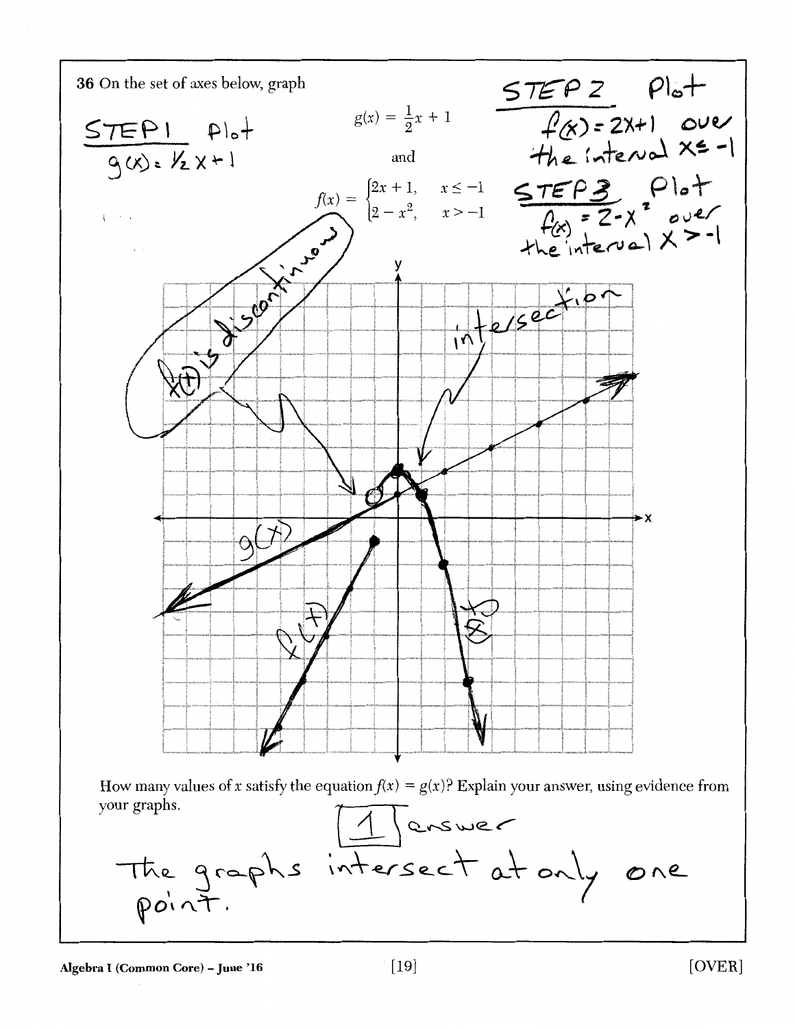36 On the set of axes below, graph

$$g(x) = \frac{1}{2}x + 1$$

and

$$f(x) = \begin{cases} 2x + 1, & x \leq -1 \\ 2 - x^2, & x > -1 \end{cases}$$

STEP 1 Plot $g(x) = \frac{1}{2}x + 1$

STEP 2 Plot $f(x) = 2x + 1$ over the interval $x \leq -1$

STEP 3 Plot $f(x) = 2 - x^2$ over the interval $x > -1$

f(x) is discontinuous

intersection

How many values of $x$ satisfy the equation $f(x) = g(x)$? Explain your answer, using evidence from your graphs.

1 answer

The graphs intersect at only one point.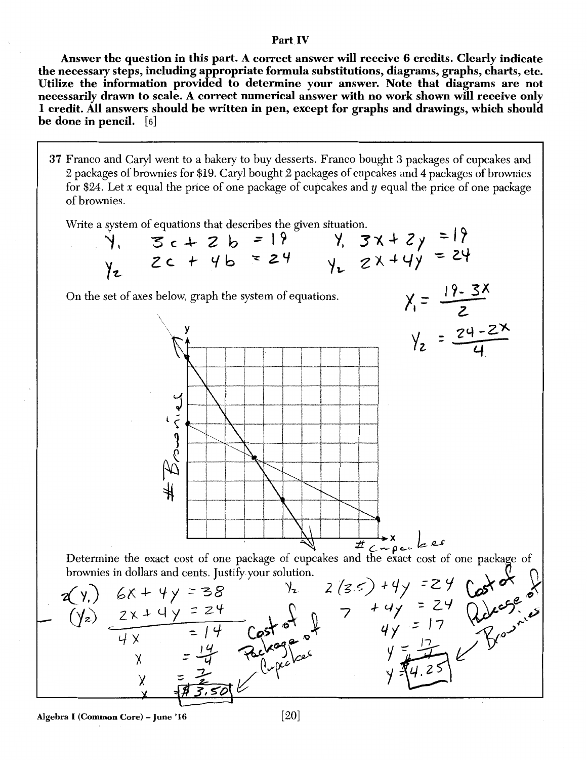## Part IV

**Answer the question in this part. A correct answer will receive 6 credits. Clearly indicate the necessary steps, including appropriate formula substitutions, diagrams, graphs, charts, etc. Utilize the information provided to determine your answer. Note that diagrams are not necessarily drawn to scale. A correct numerical answer with no work shown will receive only 1 credit. All answers should be written in pen, except for graphs and drawings, which should be done in pencil.** [6]

37 Franco and Caryl went to a bakery to buy desserts. Franco bought 3 packages of cupcakes and 2 packages of brownies for \$19. Caryl bought 2 packages of cupcakes and 4 packages of brownies for \$24. Let $x$ equal the price of one package of cupcakes and $y$ equal the price of one package of brownies.

Write a system of equations that describes the given situation.

$Y_1 \quad 3c + 2b = 19 \qquad Y_1 \quad 3x + 2y = 19$

$Y_2 \quad 2c + 4b = 24 \qquad Y_2 \quad 2x + 4y = 24$

On the set of axes below, graph the system of equations.

$Y_1 = \frac{19 - 3x}{2}$

$Y_2 = \frac{24 - 2x}{4}$

y

# Brownies

x

# cupcakes

Determine the exact cost of one package of cupcakes and the exact cost of one package of brownies in dollars and cents. Justify your solution.

$2(Y_1) \quad 6x + 4y = 38$

$-(Y_2) \quad 2x + 4y = 24$

$4x = 14$

$x = \frac{14}{4}$

$x = \frac{7}{2}$

$x = \$3.50$ ← Cost of Package of Cupcakes

$Y_2 \quad 2(3.5) + 4y = 24$

$7 + 4y = 24$

$4y = 17$

$y = \frac{17}{4}$

$y = \$4.25$ ← Cost of Package of Brownies